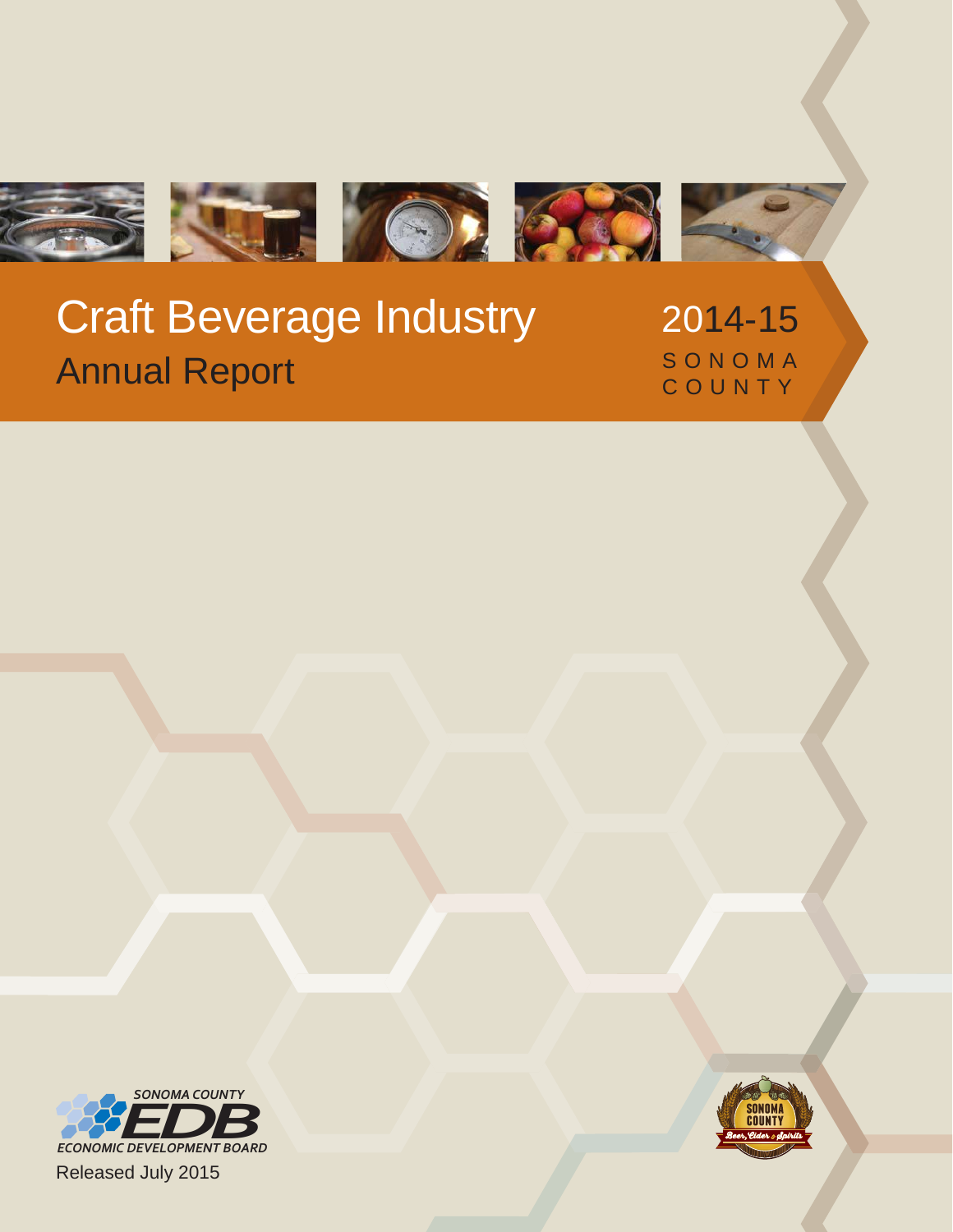# Craft Beverage Industry

## Annual Report

2014-15

SONOMA COUNTY

SONOMA COUNTY EDB ECONOMIC DEVELOPMENT BOARD

Released July 2015

SONOMA COUNTY Beer, Cider & Spirits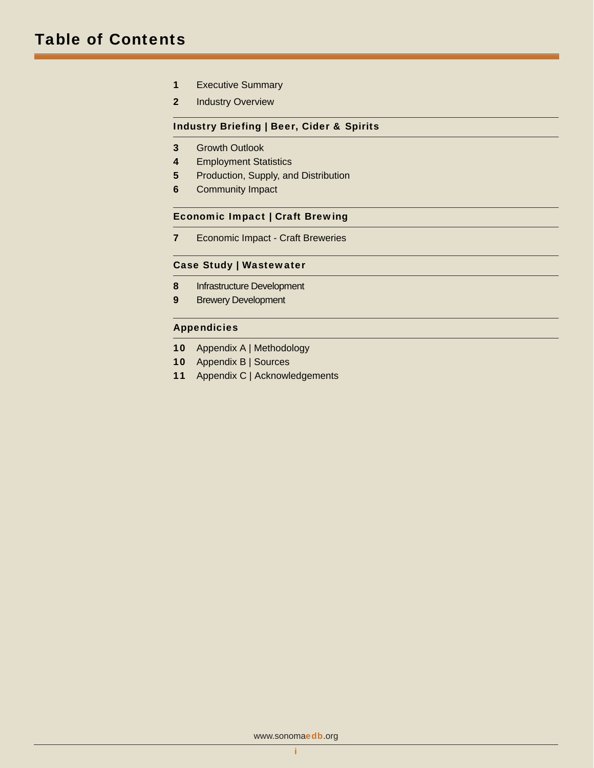# Table of Contents

| | |
|---|---|
| 1 | Executive Summary |
| 2 | Industry Overview |

**Industry Briefing | Beer, Cider & Spirits**

| | |
|---|---|
| 3 | Growth Outlook |
| 4 | Employment Statistics |
| 5 | Production, Supply, and Distribution |
| 6 | Community Impact |

**Economic Impact | Craft Brewing**

| | |
|---|---|
| 7 | Economic Impact - Craft Breweries |

**Case Study | Wastewater**

| | |
|---|---|
| 8 | Infrastructure Development |
| 9 | Brewery Development |

**Appendicies**

| | |
|---|---|
| 10 | Appendix A \| Methodology |
| 10 | Appendix B \| Sources |
| 11 | Appendix C \| Acknowledgements |

www.sonomaedb.org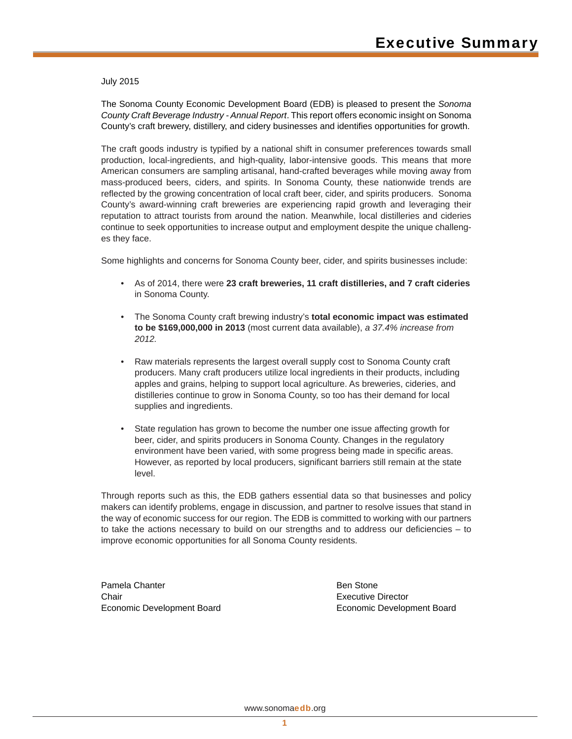# Executive Summary

July 2015

The Sonoma County Economic Development Board (EDB) is pleased to present the *Sonoma County Craft Beverage Industry - Annual Report*. This report offers economic insight on Sonoma County's craft brewery, distillery, and cidery businesses and identifies opportunities for growth.

The craft goods industry is typified by a national shift in consumer preferences towards small production, local-ingredients, and high-quality, labor-intensive goods. This means that more American consumers are sampling artisanal, hand-crafted beverages while moving away from mass-produced beers, ciders, and spirits. In Sonoma County, these nationwide trends are reflected by the growing concentration of local craft beer, cider, and spirits producers. Sonoma County's award-winning craft breweries are experiencing rapid growth and leveraging their reputation to attract tourists from around the nation. Meanwhile, local distilleries and cideries continue to seek opportunities to increase output and employment despite the unique challenges they face.

Some highlights and concerns for Sonoma County beer, cider, and spirits businesses include:

- As of 2014, there were **23 craft breweries, 11 craft distilleries, and 7 craft cideries** in Sonoma County.
- The Sonoma County craft brewing industry's **total economic impact was estimated to be $169,000,000 in 2013** (most current data available), *a 37.4% increase from 2012.*
- Raw materials represents the largest overall supply cost to Sonoma County craft producers. Many craft producers utilize local ingredients in their products, including apples and grains, helping to support local agriculture. As breweries, cideries, and distilleries continue to grow in Sonoma County, so too has their demand for local supplies and ingredients.
- State regulation has grown to become the number one issue affecting growth for beer, cider, and spirits producers in Sonoma County. Changes in the regulatory environment have been varied, with some progress being made in specific areas. However, as reported by local producers, significant barriers still remain at the state level.

Through reports such as this, the EDB gathers essential data so that businesses and policy makers can identify problems, engage in discussion, and partner to resolve issues that stand in the way of economic success for our region. The EDB is committed to working with our partners to take the actions necessary to build on our strengths and to address our deficiencies – to improve economic opportunities for all Sonoma County residents.

Pamela Chanter
Chair
Economic Development Board

Ben Stone
Executive Director
Economic Development Board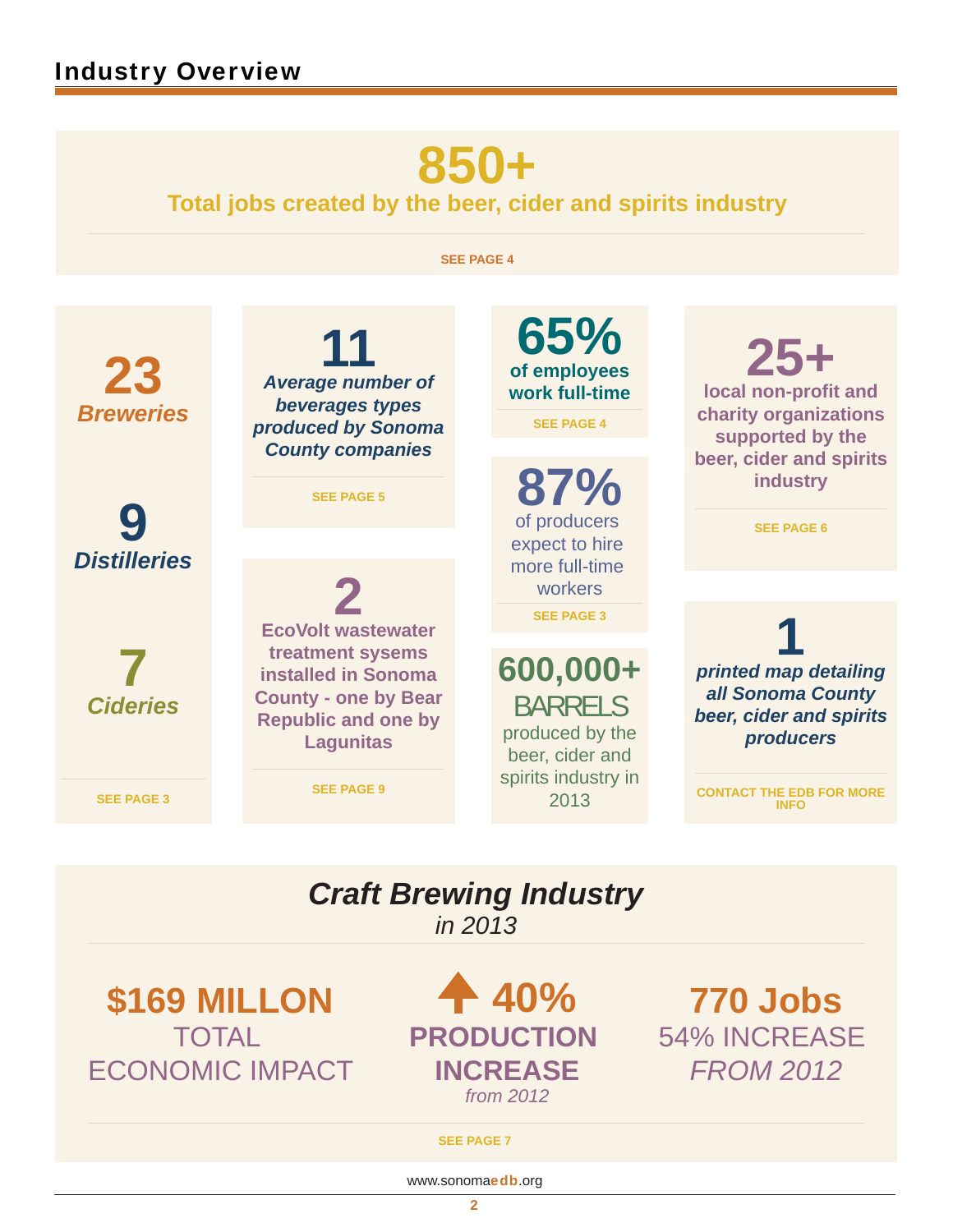## Industry Overview

**850+**

**Total jobs created by the beer, cider and spirits industry**

SEE PAGE 4

**23**
***Breweries***

**9**
***Distilleries***

**7**
***Cideries***

SEE PAGE 3

**11**
***Average number of beverages types produced by Sonoma County companies***

SEE PAGE 5

**2**
**EcoVolt wastewater treatment sysems installed in Sonoma County - one by Bear Republic and one by Lagunitas**

SEE PAGE 9

**65%**
**of employees work full-time**

SEE PAGE 4

**87%**
of producers expect to hire more full-time workers

SEE PAGE 3

**600,000+**
BARRELS
produced by the beer, cider and spirits industry in 2013

**25+**
**local non-profit and charity organizations supported by the beer, cider and spirits industry**

SEE PAGE 6

**1**
***printed map detailing all Sonoma County beer, cider and spirits producers***

CONTACT THE EDB FOR MORE INFO

### *Craft Brewing Industry*
*in 2013*

**$169 MILLON**
TOTAL ECONOMIC IMPACT

**40%**
**PRODUCTION INCREASE**
*from 2012*

**770 Jobs**
54% INCREASE
*FROM 2012*

SEE PAGE 7

www.sonomaedb.org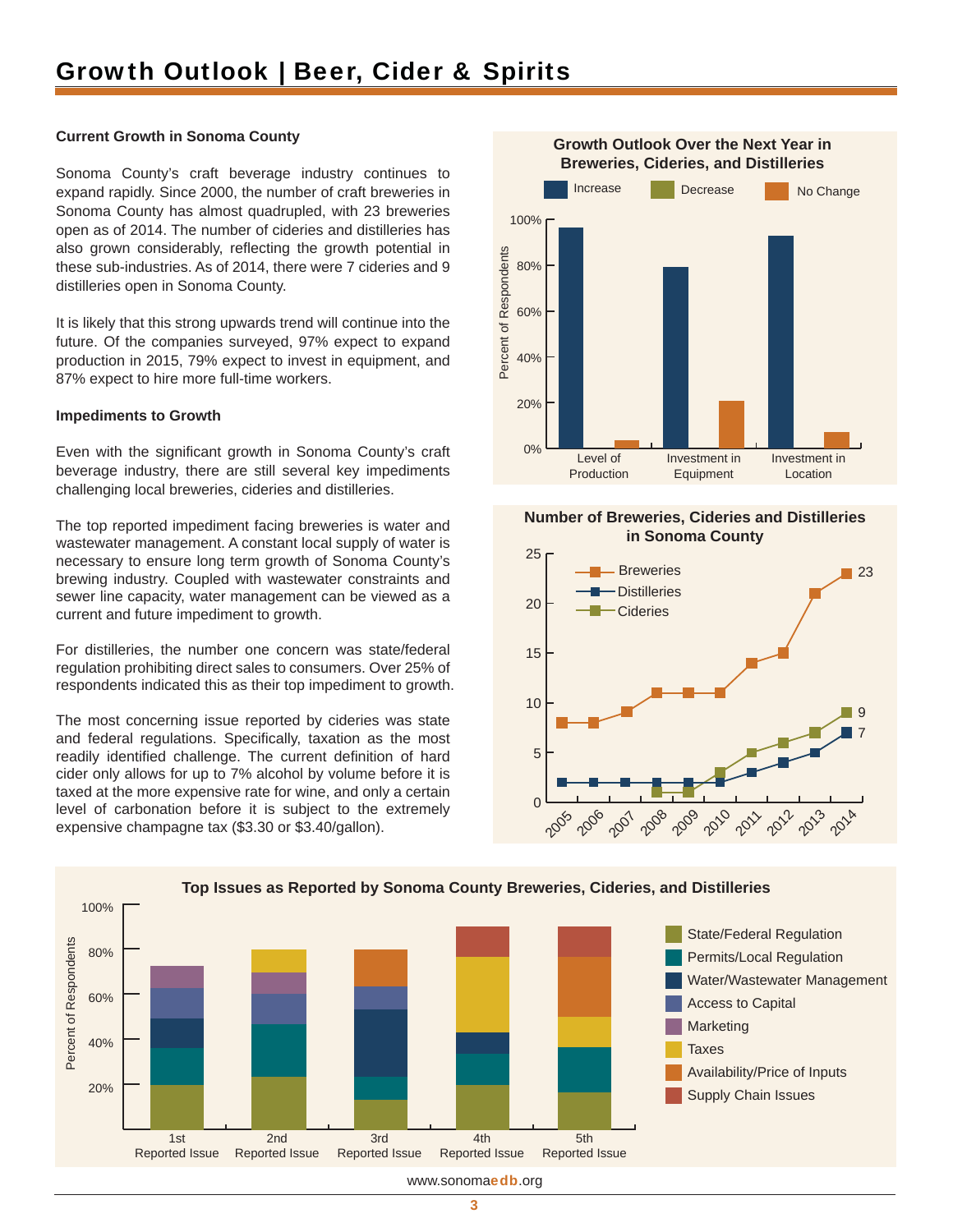# Growth Outlook | Beer, Cider & Spirits

### Current Growth in Sonoma County

Sonoma County's craft beverage industry continues to expand rapidly. Since 2000, the number of craft breweries in Sonoma County has almost quadrupled, with 23 breweries open as of 2014. The number of cideries and distilleries has also grown considerably, reflecting the growth potential in these sub-industries. As of 2014, there were 7 cideries and 9 distilleries open in Sonoma County.

It is likely that this strong upwards trend will continue into the future. Of the companies surveyed, 97% expect to expand production in 2015, 79% expect to invest in equipment, and 87% expect to hire more full-time workers.

### Impediments to Growth

Even with the significant growth in Sonoma County's craft beverage industry, there are still several key impediments challenging local breweries, cideries and distilleries.

The top reported impediment facing breweries is water and wastewater management. A constant local supply of water is necessary to ensure long term growth of Sonoma County's brewing industry. Coupled with wastewater constraints and sewer line capacity, water management can be viewed as a current and future impediment to growth.

For distilleries, the number one concern was state/federal regulation prohibiting direct sales to consumers. Over 25% of respondents indicated this as their top impediment to growth.

The most concerning issue reported by cideries was state and federal regulations. Specifically, taxation as the most readily identified challenge. The current definition of hard cider only allows for up to 7% alcohol by volume before it is taxed at the more expensive rate for wine, and only a certain level of carbonation before it is subject to the extremely expensive champagne tax ($3.30 or $3.40/gallon).

**Growth Outlook Over the Next Year in Breweries, Cideries, and Distilleries**

| | Increase | Decrease | No Change |
|---|---|---|---|
| Level of Production | 97% | 0% | 3% |
| Investment in Equipment | 79% | 0% | 21% |
| Investment in Location | 93% | 0% | 7% |

**Number of Breweries, Cideries and Distilleries in Sonoma County**

| Year | Breweries | Distilleries | Cideries |
|---|---|---|---|
| 2005 | 8 | 2 | |
| 2006 | 8 | 2 | |
| 2007 | 9 | 2 | |
| 2008 | 11 | 2 | 1 |
| 2009 | 11 | 2 | 1 |
| 2010 | 11 | 2 | 3 |
| 2011 | 14 | 3 | 5 |
| 2012 | 15 | 4 | 6 |
| 2013 | 21 | 5 | 7 |
| 2014 | 23 | 7 | 9 |

**Top Issues as Reported by Sonoma County Breweries, Cideries, and Distilleries**

(Stacked bar chart, Percent of Respondents, for 1st through 5th Reported Issue. Categories: State/Federal Regulation; Permits/Local Regulation; Water/Wastewater Management; Access to Capital; Marketing; Taxes; Availability/Price of Inputs; Supply Chain Issues.)

| | State/Federal Regulation | Permits/Local Regulation | Water/Wastewater Management | Access to Capital | Marketing | Taxes | Availability/Price of Inputs | Supply Chain Issues |
|---|---|---|---|---|---|---|---|---|
| 1st Reported Issue | 20% | 16% | 13% | 14% | 10% | | | |
| 2nd Reported Issue | 23% | 23% | | 14% | 10% | 10% | | |
| 3rd Reported Issue | 13% | 10% | 30% | 10% | | | 17% | |
| 4th Reported Issue | 20% | 13% | 10% | | | 33% | | 14% |
| 5th Reported Issue | 17% | 20% | | | | 13% | 27% | 13% |

www.sonomaedb.org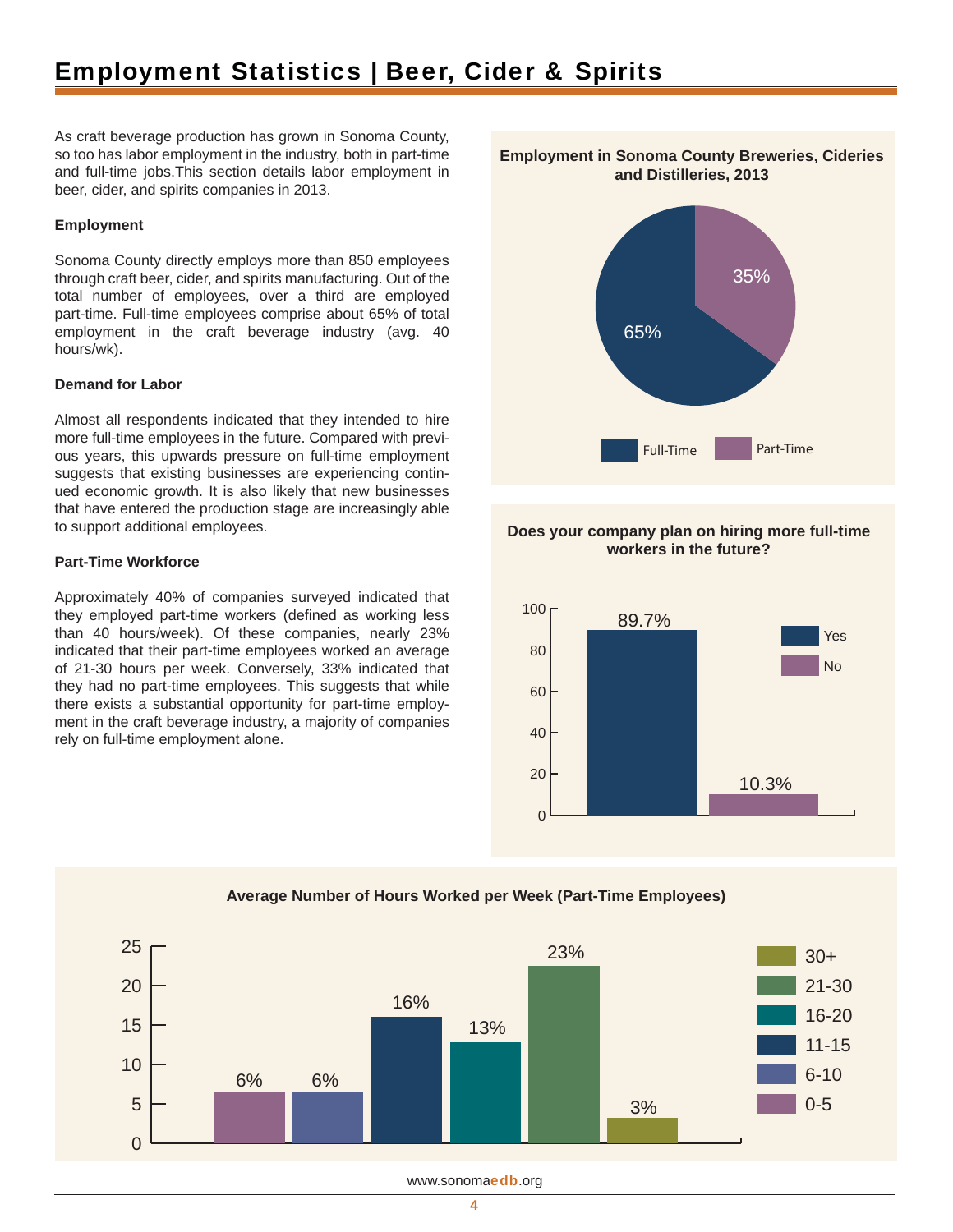# Employment Statistics | Beer, Cider & Spirits

As craft beverage production has grown in Sonoma County, so too has labor employment in the industry, both in part-time and full-time jobs.This section details labor employment in beer, cider, and spirits companies in 2013.

### Employment

Sonoma County directly employs more than 850 employees through craft beer, cider, and spirits manufacturing. Out of the total number of employees, over a third are employed part-time. Full-time employees comprise about 65% of total employment in the craft beverage industry (avg. 40 hours/wk).

### Demand for Labor

Almost all respondents indicated that they intended to hire more full-time employees in the future. Compared with previous years, this upwards pressure on full-time employment suggests that existing businesses are experiencing continued economic growth. It is also likely that new businesses that have entered the production stage are increasingly able to support additional employees.

### Part-Time Workforce

Approximately 40% of companies surveyed indicated that they employed part-time workers (defined as working less than 40 hours/week). Of these companies, nearly 23% indicated that their part-time employees worked an average of 21-30 hours per week. Conversely, 33% indicated that they had no part-time employees. This suggests that while there exists a substantial opportunity for part-time employment in the craft beverage industry, a majority of companies rely on full-time employment alone.

**Employment in Sonoma County Breweries, Cideries and Distilleries, 2013**

| Employment | Share |
|---|---|
| Full-Time | 65% |
| Part-Time | 35% |

**Does your company plan on hiring more full-time workers in the future?**

| Response | Percent |
|---|---|
| Yes | 89.7% |
| No | 10.3% |

**Average Number of Hours Worked per Week (Part-Time Employees)**

| Hours | Percent |
|---|---|
| 0-5 | 6% |
| 6-10 | 6% |
| 11-15 | 16% |
| 16-20 | 13% |
| 21-30 | 23% |
| 30+ | 3% |

www.sonomaedb.org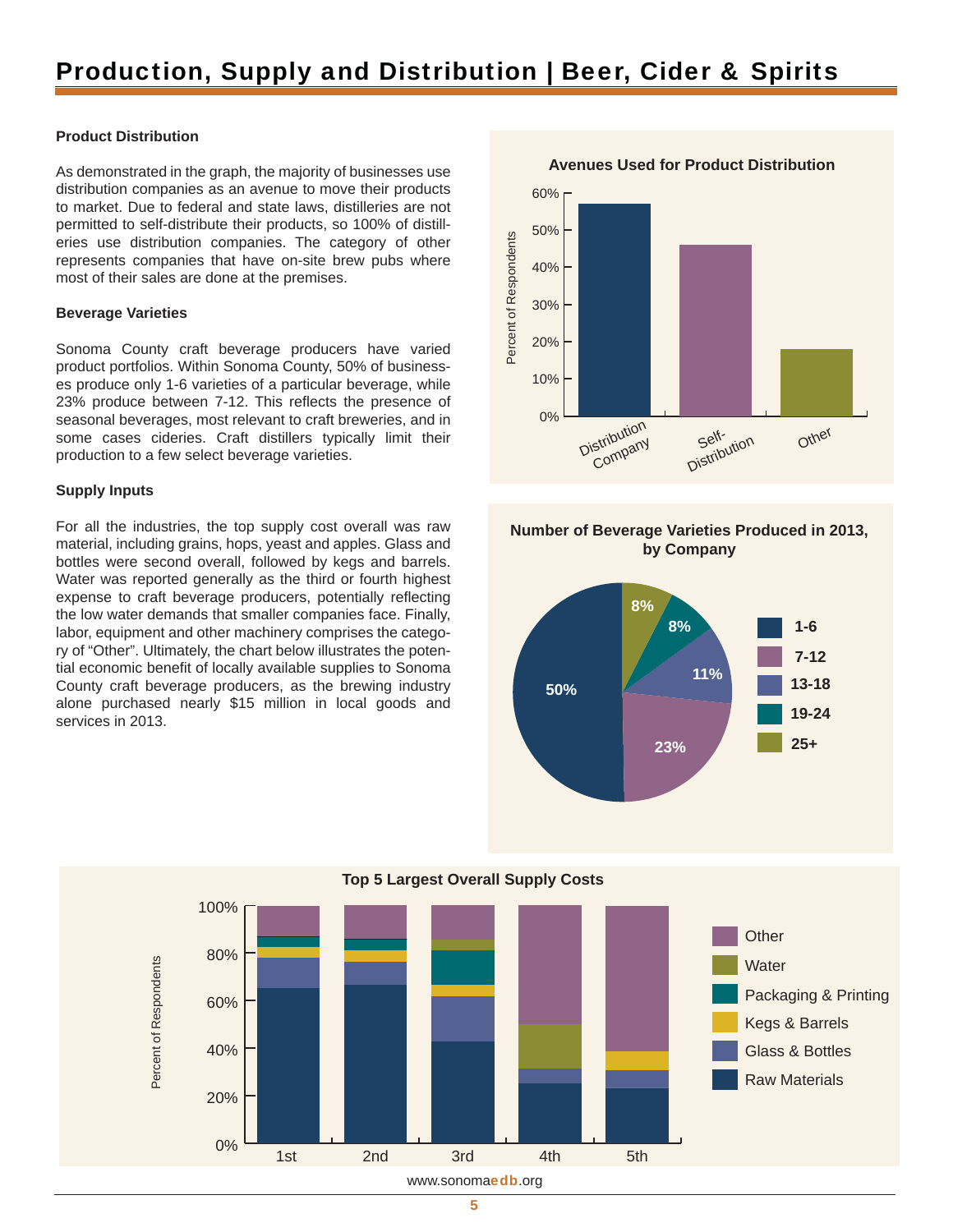# Production, Supply and Distribution | Beer, Cider & Spirits

### Product Distribution

As demonstrated in the graph, the majority of businesses use distribution companies as an avenue to move their products to market. Due to federal and state laws, distilleries are not permitted to self-distribute their products, so 100% of distilleries use distribution companies. The category of other represents companies that have on-site brew pubs where most of their sales are done at the premises.

### Beverage Varieties

Sonoma County craft beverage producers have varied product portfolios. Within Sonoma County, 50% of businesses produce only 1-6 varieties of a particular beverage, while 23% produce between 7-12. This reflects the presence of seasonal beverages, most relevant to craft breweries, and in some cases cideries. Craft distillers typically limit their production to a few select beverage varieties.

### Supply Inputs

For all the industries, the top supply cost overall was raw material, including grains, hops, yeast and apples. Glass and bottles were second overall, followed by kegs and barrels. Water was reported generally as the third or fourth highest expense to craft beverage producers, potentially reflecting the low water demands that smaller companies face. Finally, labor, equipment and other machinery comprises the category of "Other". Ultimately, the chart below illustrates the potential economic benefit of locally available supplies to Sonoma County craft beverage producers, as the brewing industry alone purchased nearly $15 million in local goods and services in 2013.

**Avenues Used for Product Distribution**

| Avenue | Percent of Respondents |
|---|---|
| Distribution Company | ~57% |
| Self-Distribution | ~46% |
| Other | ~18% |

**Number of Beverage Varieties Produced in 2013, by Company**

| Varieties | Percent |
|---|---|
| 1-6 | 50% |
| 7-12 | 23% |
| 13-18 | 11% |
| 19-24 | 8% |
| 25+ | 8% |

**Top 5 Largest Overall Supply Costs**

Percent of Respondents by rank (1st, 2nd, 3rd, 4th, 5th); categories: Other, Water, Packaging & Printing, Kegs & Barrels, Glass & Bottles, Raw Materials.

www.sonomaedb.org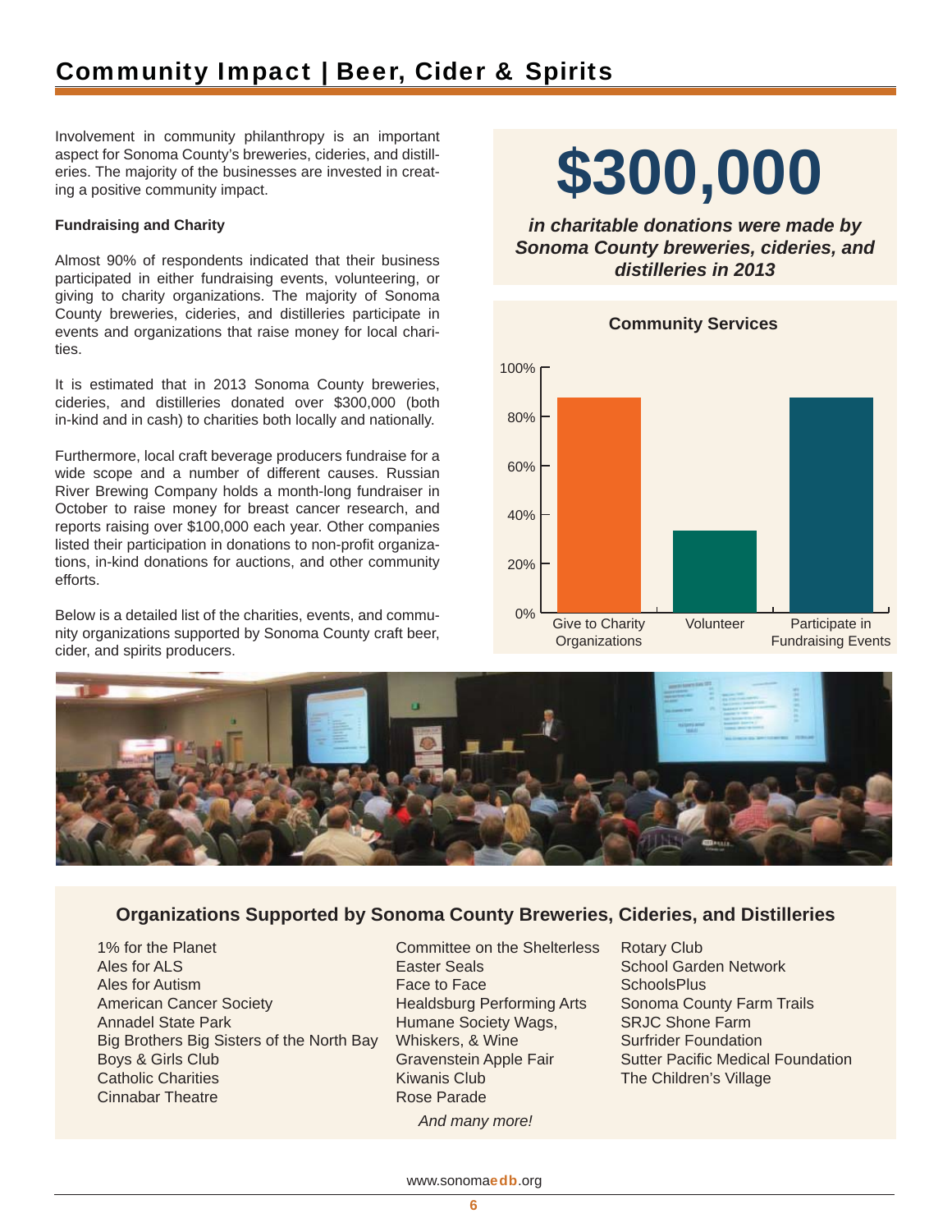# Community Impact | Beer, Cider & Spirits

Involvement in community philanthropy is an important aspect for Sonoma County's breweries, cideries, and distilleries. The majority of the businesses are invested in creating a positive community impact.

**Fundraising and Charity**

Almost 90% of respondents indicated that their business participated in either fundraising events, volunteering, or giving to charity organizations. The majority of Sonoma County breweries, cideries, and distilleries participate in events and organizations that raise money for local charities.

It is estimated that in 2013 Sonoma County breweries, cideries, and distilleries donated over $300,000 (both in-kind and in cash) to charities both locally and nationally.

Furthermore, local craft beverage producers fundraise for a wide scope and a number of different causes. Russian River Brewing Company holds a month-long fundraiser in October to raise money for breast cancer research, and reports raising over $100,000 each year. Other companies listed their participation in donations to non-profit organizations, in-kind donations for auctions, and other community efforts.

Below is a detailed list of the charities, events, and community organizations supported by Sonoma County craft beer, cider, and spirits producers.

**$300,000**

***in charitable donations were made by Sonoma County breweries, cideries, and distilleries in 2013***

**Community Services**

| Service | Percentage (approx.) |
|---|---|
| Give to Charity Organizations | ~88% |
| Volunteer | ~33% |
| Participate in Fundraising Events | ~88% |

### Organizations Supported by Sonoma County Breweries, Cideries, and Distilleries

- 1% for the Planet
- Ales for ALS
- Ales for Autism
- American Cancer Society
- Annadel State Park
- Big Brothers Big Sisters of the North Bay
- Boys & Girls Club
- Catholic Charities
- Cinnabar Theatre
- Committee on the Shelterless
- Easter Seals
- Face to Face
- Healdsburg Performing Arts
- Humane Society Wags, Whiskers, & Wine
- Gravenstein Apple Fair
- Kiwanis Club
- Rose Parade
- Rotary Club
- School Garden Network
- SchoolsPlus
- Sonoma County Farm Trails
- SRJC Shone Farm
- Surfrider Foundation
- Sutter Pacific Medical Foundation
- The Children's Village

*And many more!*

www.sonomaedb.org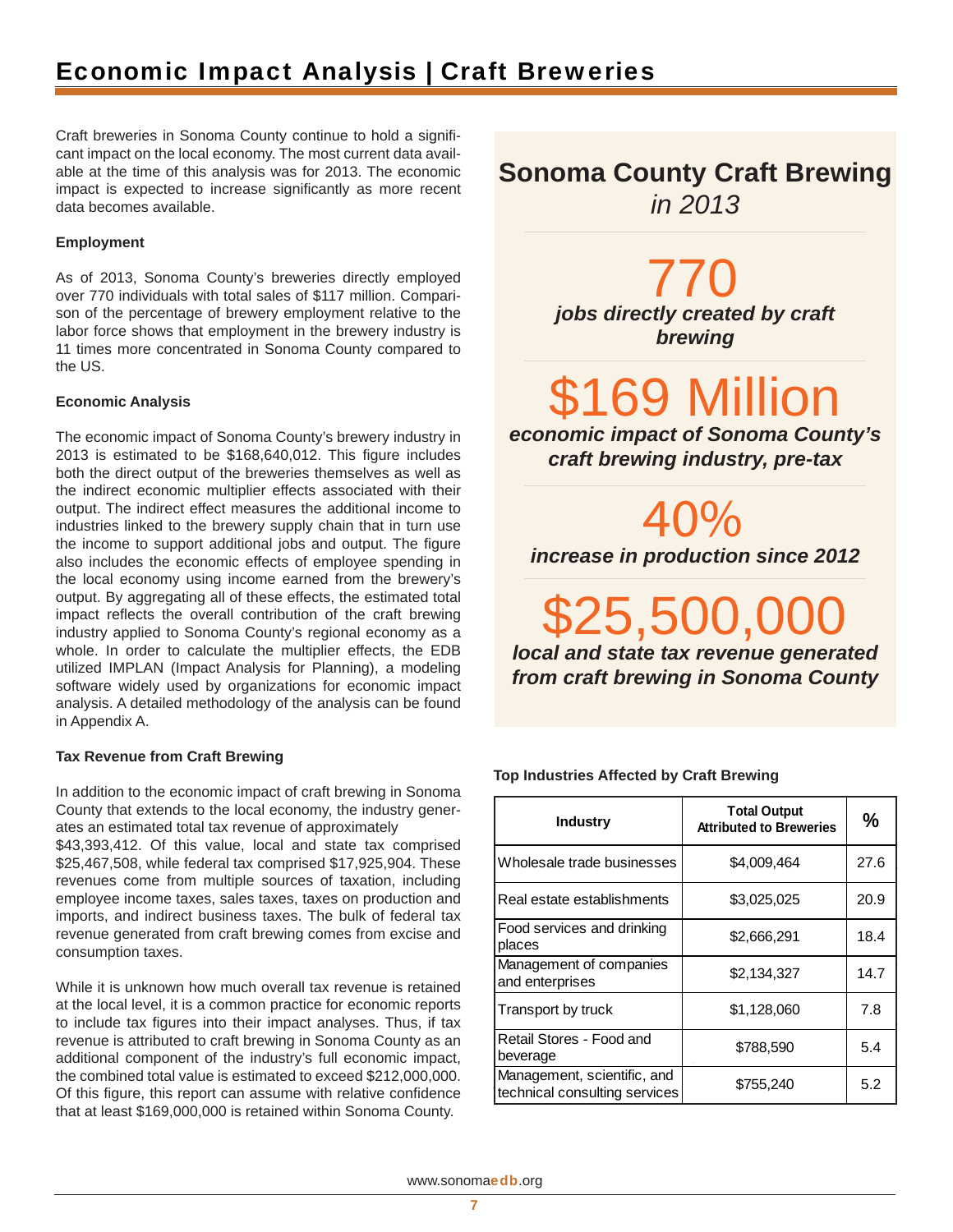# Economic Impact Analysis | Craft Breweries

Craft breweries in Sonoma County continue to hold a significant impact on the local economy. The most current data available at the time of this analysis was for 2013. The economic impact is expected to increase significantly as more recent data becomes available.

**Employment**

As of 2013, Sonoma County's breweries directly employed over 770 individuals with total sales of $117 million. Comparison of the percentage of brewery employment relative to the labor force shows that employment in the brewery industry is 11 times more concentrated in Sonoma County compared to the US.

**Economic Analysis**

The economic impact of Sonoma County's brewery industry in 2013 is estimated to be $168,640,012. This figure includes both the direct output of the breweries themselves as well as the indirect economic multiplier effects associated with their output. The indirect effect measures the additional income to industries linked to the brewery supply chain that in turn use the income to support additional jobs and output. The figure also includes the economic effects of employee spending in the local economy using income earned from the brewery's output. By aggregating all of these effects, the estimated total impact reflects the overall contribution of the craft brewing industry applied to Sonoma County's regional economy as a whole. In order to calculate the multiplier effects, the EDB utilized IMPLAN (Impact Analysis for Planning), a modeling software widely used by organizations for economic impact analysis. A detailed methodology of the analysis can be found in Appendix A.

**Tax Revenue from Craft Brewing**

In addition to the economic impact of craft brewing in Sonoma County that extends to the local economy, the industry generates an estimated total tax revenue of approximately $43,393,412. Of this value, local and state tax comprised $25,467,508, while federal tax comprised $17,925,904. These revenues come from multiple sources of taxation, including employee income taxes, sales taxes, taxes on production and imports, and indirect business taxes. The bulk of federal tax revenue generated from craft brewing comes from excise and consumption taxes.

While it is unknown how much overall tax revenue is retained at the local level, it is a common practice for economic reports to include tax figures into their impact analyses. Thus, if tax revenue is attributed to craft brewing in Sonoma County as an additional component of the industry's full economic impact, the combined total value is estimated to exceed $212,000,000. Of this figure, this report can assume with relative confidence that at least $169,000,000 is retained within Sonoma County.

## Sonoma County Craft Brewing *in 2013*

770
***jobs directly created by craft brewing***

$169 Million
***economic impact of Sonoma County's craft brewing industry, pre-tax***

40%
***increase in production since 2012***

$25,500,000
***local and state tax revenue generated from craft brewing in Sonoma County***

**Top Industries Affected by Craft Brewing**

| Industry | Total Output Attributed to Breweries | % |
|---|---|---|
| Wholesale trade businesses | $4,009,464 | 27.6 |
| Real estate establishments | $3,025,025 | 20.9 |
| Food services and drinking places | $2,666,291 | 18.4 |
| Management of companies and enterprises | $2,134,327 | 14.7 |
| Transport by truck | $1,128,060 | 7.8 |
| Retail Stores - Food and beverage | $788,590 | 5.4 |
| Management, scientific, and technical consulting services | $755,240 | 5.2 |

www.sonomaedb.org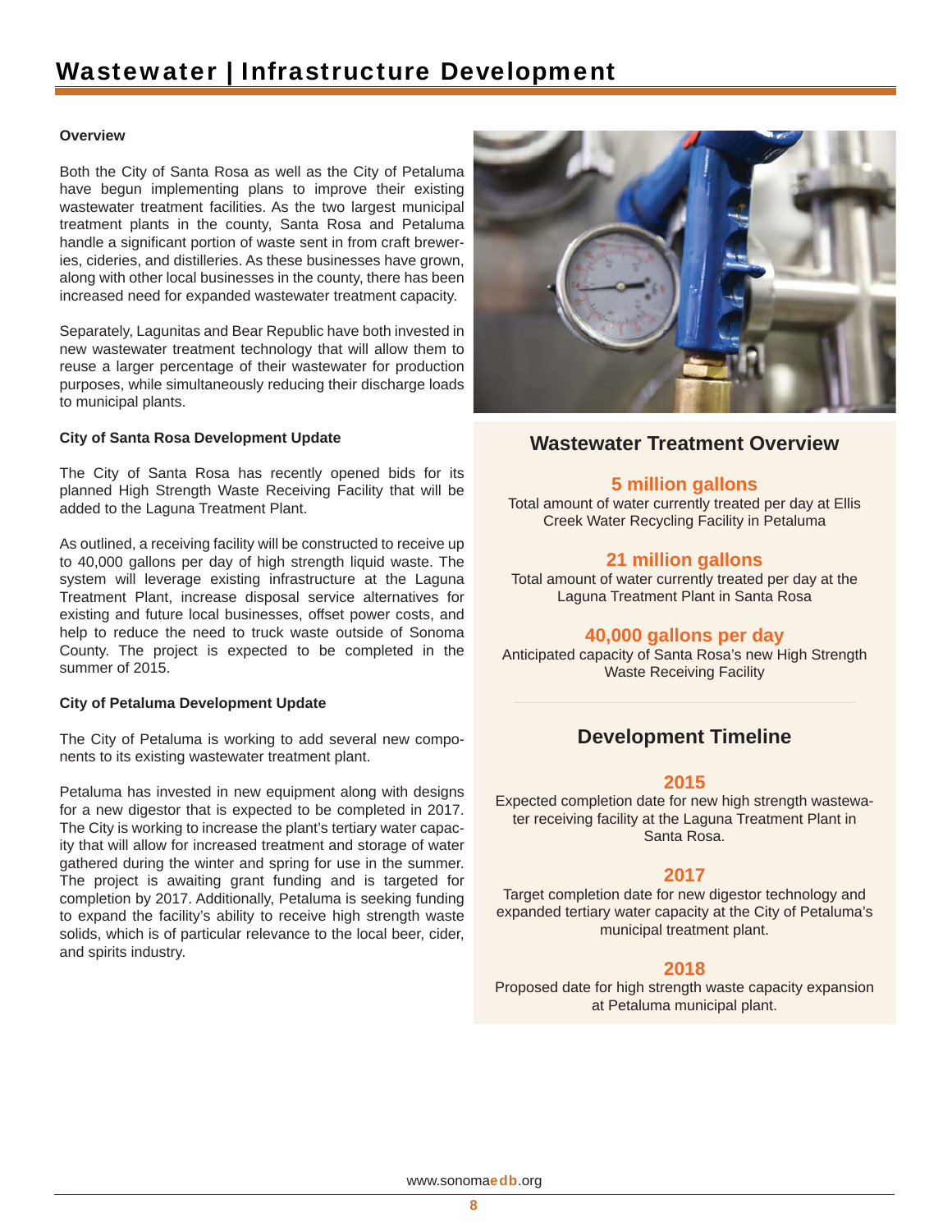# Wastewater | Infrastructure Development

### Overview

Both the City of Santa Rosa as well as the City of Petaluma have begun implementing plans to improve their existing wastewater treatment facilities. As the two largest municipal treatment plants in the county, Santa Rosa and Petaluma handle a significant portion of waste sent in from craft breweries, cideries, and distilleries. As these businesses have grown, along with other local businesses in the county, there has been increased need for expanded wastewater treatment capacity.

Separately, Lagunitas and Bear Republic have both invested in new wastewater treatment technology that will allow them to reuse a larger percentage of their wastewater for production purposes, while simultaneously reducing their discharge loads to municipal plants.

### City of Santa Rosa Development Update

The City of Santa Rosa has recently opened bids for its planned High Strength Waste Receiving Facility that will be added to the Laguna Treatment Plant.

As outlined, a receiving facility will be constructed to receive up to 40,000 gallons per day of high strength liquid waste. The system will leverage existing infrastructure at the Laguna Treatment Plant, increase disposal service alternatives for existing and future local businesses, offset power costs, and help to reduce the need to truck waste outside of Sonoma County. The project is expected to be completed in the summer of 2015.

### City of Petaluma Development Update

The City of Petaluma is working to add several new components to its existing wastewater treatment plant.

Petaluma has invested in new equipment along with designs for a new digestor that is expected to be completed in 2017. The City is working to increase the plant's tertiary water capacity that will allow for increased treatment and storage of water gathered during the winter and spring for use in the summer. The project is awaiting grant funding and is targeted for completion by 2017. Additionally, Petaluma is seeking funding to expand the facility's ability to receive high strength waste solids, which is of particular relevance to the local beer, cider, and spirits industry.

## Wastewater Treatment Overview

**5 million gallons**
Total amount of water currently treated per day at Ellis Creek Water Recycling Facility in Petaluma

**21 million gallons**
Total amount of water currently treated per day at the Laguna Treatment Plant in Santa Rosa

**40,000 gallons per day**
Anticipated capacity of Santa Rosa's new High Strength Waste Receiving Facility

## Development Timeline

**2015**
Expected completion date for new high strength wastewater receiving facility at the Laguna Treatment Plant in Santa Rosa.

**2017**
Target completion date for new digestor technology and expanded tertiary water capacity at the City of Petaluma's municipal treatment plant.

**2018**
Proposed date for high strength waste capacity expansion at Petaluma municipal plant.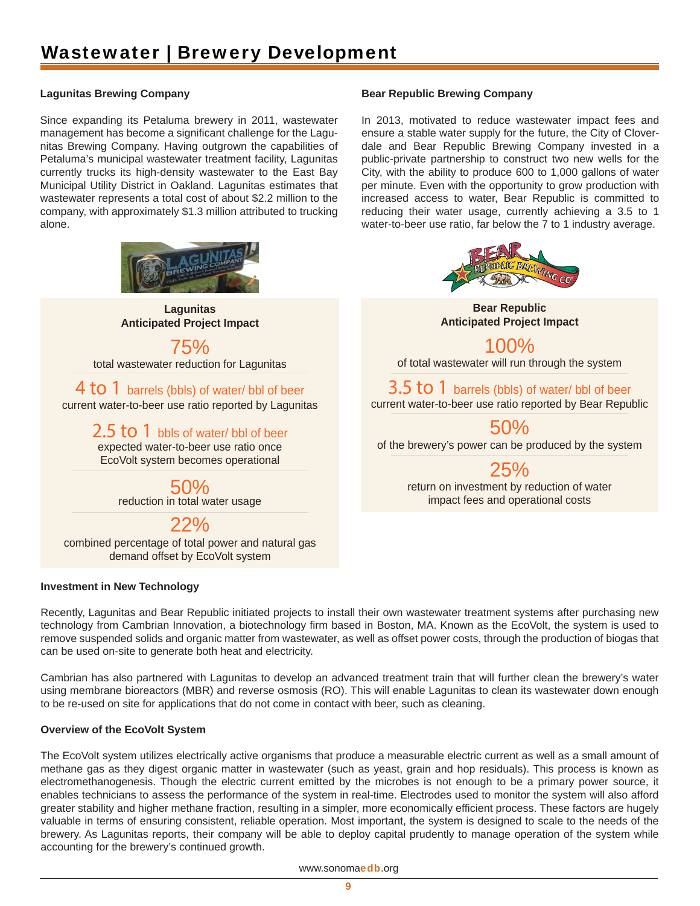# Wastewater | Brewery Development

### Lagunitas Brewing Company

Since expanding its Petaluma brewery in 2011, wastewater management has become a significant challenge for the Lagunitas Brewing Company. Having outgrown the capabilities of Petaluma's municipal wastewater treatment facility, Lagunitas currently trucks its high-density wastewater to the East Bay Municipal Utility District in Oakland. Lagunitas estimates that wastewater represents a total cost of about $2.2 million to the company, with approximately $1.3 million attributed to trucking alone.

**Lagunitas Anticipated Project Impact**

**75%**
total wastewater reduction for Lagunitas

**4 to 1** barrels (bbls) of water/ bbl of beer
current water-to-beer use ratio reported by Lagunitas

**2.5 to 1** bbls of water/ bbl of beer
expected water-to-beer use ratio once EcoVolt system becomes operational

**50%**
reduction in total water usage

**22%**
combined percentage of total power and natural gas demand offset by EcoVolt system

### Bear Republic Brewing Company

In 2013, motivated to reduce wastewater impact fees and ensure a stable water supply for the future, the City of Cloverdale and Bear Republic Brewing Company invested in a public-private partnership to construct two new wells for the City, with the ability to produce 600 to 1,000 gallons of water per minute. Even with the opportunity to grow production with increased access to water, Bear Republic is committed to reducing their water usage, currently achieving a 3.5 to 1 water-to-beer use ratio, far below the 7 to 1 industry average.

**Bear Republic Anticipated Project Impact**

**100%**
of total wastewater will run through the system

**3.5 to 1** barrels (bbls) of water/ bbl of beer
current water-to-beer use ratio reported by Bear Republic

**50%**
of the brewery's power can be produced by the system

**25%**
return on investment by reduction of water impact fees and operational costs

### Investment in New Technology

Recently, Lagunitas and Bear Republic initiated projects to install their own wastewater treatment systems after purchasing new technology from Cambrian Innovation, a biotechnology firm based in Boston, MA. Known as the EcoVolt, the system is used to remove suspended solids and organic matter from wastewater, as well as offset power costs, through the production of biogas that can be used on-site to generate both heat and electricity.

Cambrian has also partnered with Lagunitas to develop an advanced treatment train that will further clean the brewery's water using membrane bioreactors (MBR) and reverse osmosis (RO). This will enable Lagunitas to clean its wastewater down enough to be re-used on site for applications that do not come in contact with beer, such as cleaning.

### Overview of the EcoVolt System

The EcoVolt system utilizes electrically active organisms that produce a measurable electric current as well as a small amount of methane gas as they digest organic matter in wastewater (such as yeast, grain and hop residuals). This process is known as electromethanogenesis. Though the electric current emitted by the microbes is not enough to be a primary power source, it enables technicians to assess the performance of the system in real-time. Electrodes used to monitor the system will also afford greater stability and higher methane fraction, resulting in a simpler, more economically efficient process. These factors are hugely valuable in terms of ensuring consistent, reliable operation. Most important, the system is designed to scale to the needs of the brewery. As Lagunitas reports, their company will be able to deploy capital prudently to manage operation of the system while accounting for the brewery's continued growth.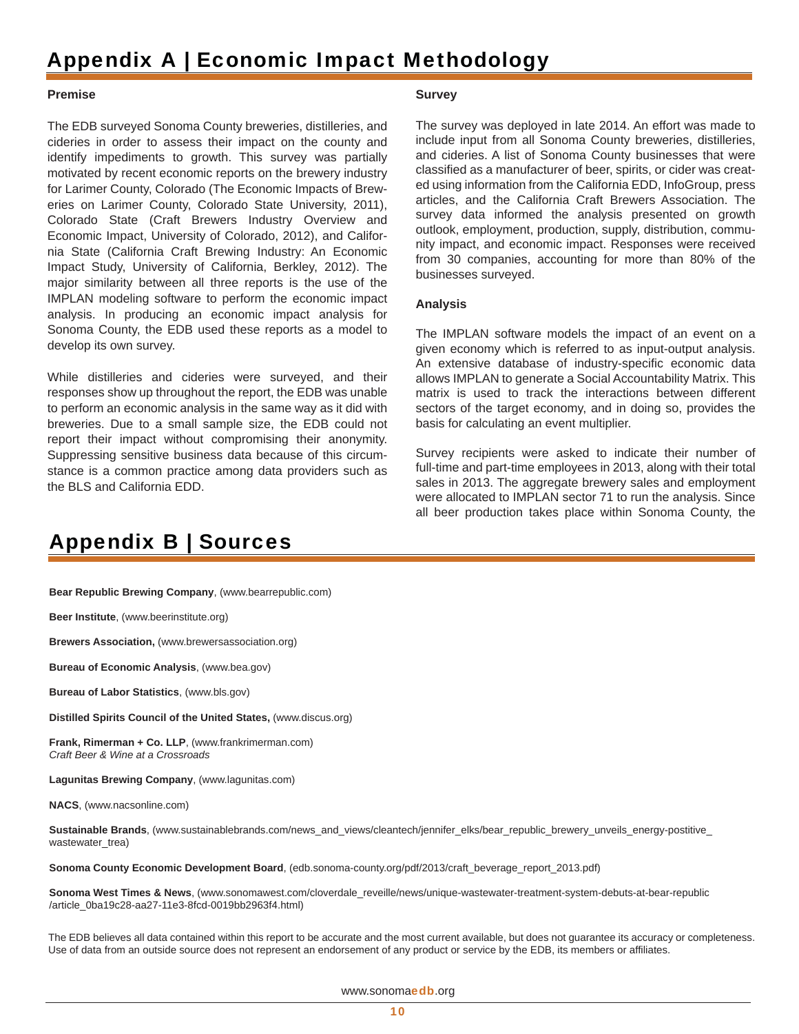# Appendix A | Economic Impact Methodology

### Premise

The EDB surveyed Sonoma County breweries, distilleries, and cideries in order to assess their impact on the county and identify impediments to growth. This survey was partially motivated by recent economic reports on the brewery industry for Larimer County, Colorado (The Economic Impacts of Breweries on Larimer County, Colorado State University, 2011), Colorado State (Craft Brewers Industry Overview and Economic Impact, University of Colorado, 2012), and California State (California Craft Brewing Industry: An Economic Impact Study, University of California, Berkley, 2012). The major similarity between all three reports is the use of the IMPLAN modeling software to perform the economic impact analysis. In producing an economic impact analysis for Sonoma County, the EDB used these reports as a model to develop its own survey.

While distilleries and cideries were surveyed, and their responses show up throughout the report, the EDB was unable to perform an economic analysis in the same way as it did with breweries. Due to a small sample size, the EDB could not report their impact without compromising their anonymity. Suppressing sensitive business data because of this circumstance is a common practice among data providers such as the BLS and California EDD.

### Survey

The survey was deployed in late 2014. An effort was made to include input from all Sonoma County breweries, distilleries, and cideries. A list of Sonoma County businesses that were classified as a manufacturer of beer, spirits, or cider was created using information from the California EDD, InfoGroup, press articles, and the California Craft Brewers Association. The survey data informed the analysis presented on growth outlook, employment, production, supply, distribution, community impact, and economic impact. Responses were received from 30 companies, accounting for more than 80% of the businesses surveyed.

### Analysis

The IMPLAN software models the impact of an event on a given economy which is referred to as input-output analysis. An extensive database of industry-specific economic data allows IMPLAN to generate a Social Accountability Matrix. This matrix is used to track the interactions between different sectors of the target economy, and in doing so, provides the basis for calculating an event multiplier.

Survey recipients were asked to indicate their number of full-time and part-time employees in 2013, along with their total sales in 2013. The aggregate brewery sales and employment were allocated to IMPLAN sector 71 to run the analysis. Since all beer production takes place within Sonoma County, the

# Appendix B | Sources

**Bear Republic Brewing Company**, (www.bearrepublic.com)

**Beer Institute**, (www.beerinstitute.org)

**Brewers Association,** (www.brewersassociation.org)

**Bureau of Economic Analysis**, (www.bea.gov)

**Bureau of Labor Statistics**, (www.bls.gov)

**Distilled Spirits Council of the United States,** (www.discus.org)

**Frank, Rimerman + Co. LLP**, (www.frankrimerman.com)
*Craft Beer & Wine at a Crossroads*

**Lagunitas Brewing Company**, (www.lagunitas.com)

**NACS**, (www.nacsonline.com)

**Sustainable Brands**, (www.sustainablebrands.com/news_and_views/cleantech/jennifer_elks/bear_republic_brewery_unveils_energy-postitive_wastewater_trea)

**Sonoma County Economic Development Board**, (edb.sonoma-county.org/pdf/2013/craft_beverage_report_2013.pdf)

**Sonoma West Times & News**, (www.sonomawest.com/cloverdale_reveille/news/unique-wastewater-treatment-system-debuts-at-bear-republic/article_0ba19c28-aa27-11e3-8fcd-0019bb2963f4.html)

The EDB believes all data contained within this report to be accurate and the most current available, but does not guarantee its accuracy or completeness. Use of data from an outside source does not represent an endorsement of any product or service by the EDB, its members or affiliates.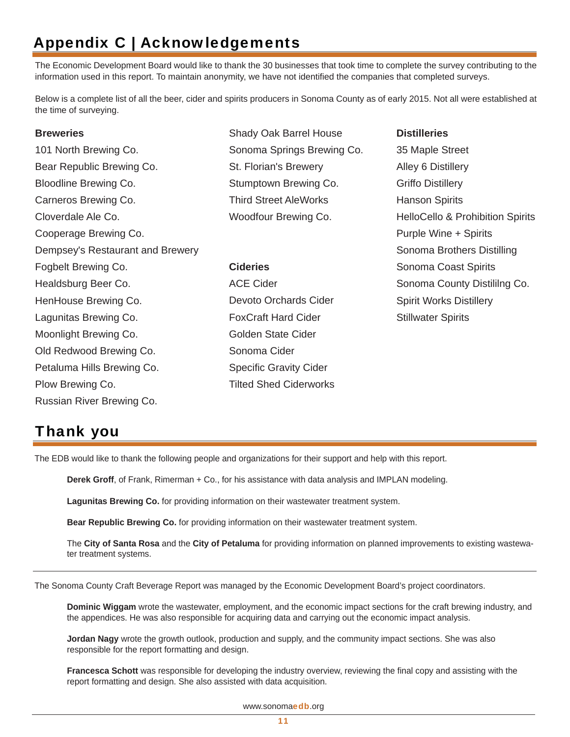# Appendix C | Acknowledgements

The Economic Development Board would like to thank the 30 businesses that took time to complete the survey contributing to the information used in this report. To maintain anonymity, we have not identified the companies that completed surveys.

Below is a complete list of all the beer, cider and spirits producers in Sonoma County as of early 2015. Not all were established at the time of surveying.

**Breweries**

101 North Brewing Co.
Bear Republic Brewing Co.
Bloodline Brewing Co.
Carneros Brewing Co.
Cloverdale Ale Co.
Cooperage Brewing Co.
Dempsey's Restaurant and Brewery
Fogbelt Brewing Co.
Healdsburg Beer Co.
HenHouse Brewing Co.
Lagunitas Brewing Co.
Moonlight Brewing Co.
Old Redwood Brewing Co.
Petaluma Hills Brewing Co.
Plow Brewing Co.
Russian River Brewing Co.
Shady Oak Barrel House
Sonoma Springs Brewing Co.
St. Florian's Brewery
Stumptown Brewing Co.
Third Street AleWorks
Woodfour Brewing Co.

**Cideries**

ACE Cider
Devoto Orchards Cider
FoxCraft Hard Cider
Golden State Cider
Sonoma Cider
Specific Gravity Cider
Tilted Shed Ciderworks

**Distilleries**

35 Maple Street
Alley 6 Distillery
Griffo Distillery
Hanson Spirits
HelloCello & Prohibition Spirits
Purple Wine + Spirits
Sonoma Brothers Distilling
Sonoma Coast Spirits
Sonoma County Distililng Co.
Spirit Works Distillery
Stillwater Spirits

# Thank you

The EDB would like to thank the following people and organizations for their support and help with this report.

**Derek Groff**, of Frank, Rimerman + Co., for his assistance with data analysis and IMPLAN modeling.

**Lagunitas Brewing Co.** for providing information on their wastewater treatment system.

**Bear Republic Brewing Co.** for providing information on their wastewater treatment system.

The **City of Santa Rosa** and the **City of Petaluma** for providing information on planned improvements to existing wastewater treatment systems.

---

The Sonoma County Craft Beverage Report was managed by the Economic Development Board's project coordinators.

**Dominic Wiggam** wrote the wastewater, employment, and the economic impact sections for the craft brewing industry, and the appendices. He was also responsible for acquiring data and carrying out the economic impact analysis.

**Jordan Nagy** wrote the growth outlook, production and supply, and the community impact sections. She was also responsible for the report formatting and design.

**Francesca Schott** was responsible for developing the industry overview, reviewing the final copy and assisting with the report formatting and design. She also assisted with data acquisition.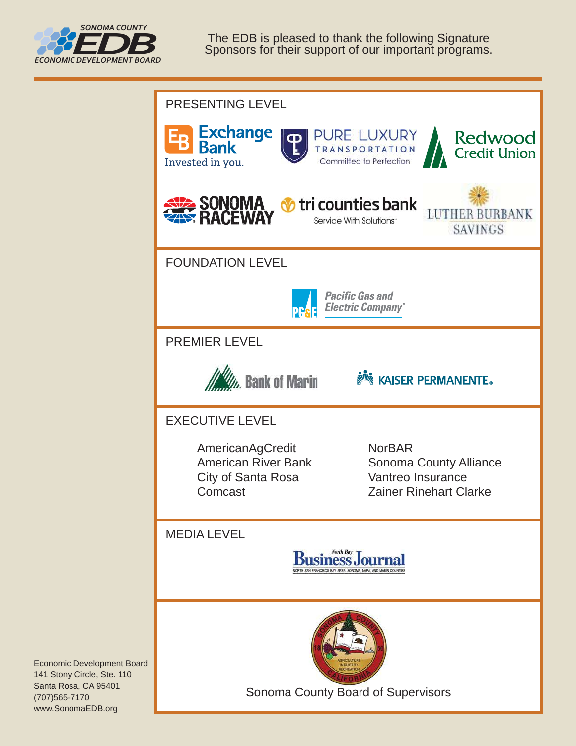SONOMA COUNTY EDB ECONOMIC DEVELOPMENT BOARD

The EDB is pleased to thank the following Signature Sponsors for their support of our important programs.

## PRESENTING LEVEL

Exchange Bank — Invested in you.

Pure Luxury Transportation — Committed to Perfection

Redwood Credit Union

Sonoma Raceway

tri counties bank — Service With Solutions

Luther Burbank Savings

## FOUNDATION LEVEL

Pacific Gas and Electric Company

## PREMIER LEVEL

Bank of Marin

Kaiser Permanente

## EXECUTIVE LEVEL

- AmericanAgCredit
- American River Bank
- City of Santa Rosa
- Comcast
- NorBAR
- Sonoma County Alliance
- Vantreo Insurance
- Zainer Rinehart Clarke

## MEDIA LEVEL

North Bay Business Journal — North San Francisco Bay Area: Sonoma, Napa, and Marin Counties

Sonoma County Board of Supervisors

Economic Development Board
141 Stony Circle, Ste. 110
Santa Rosa, CA 95401
(707)565-7170
www.SonomaEDB.org